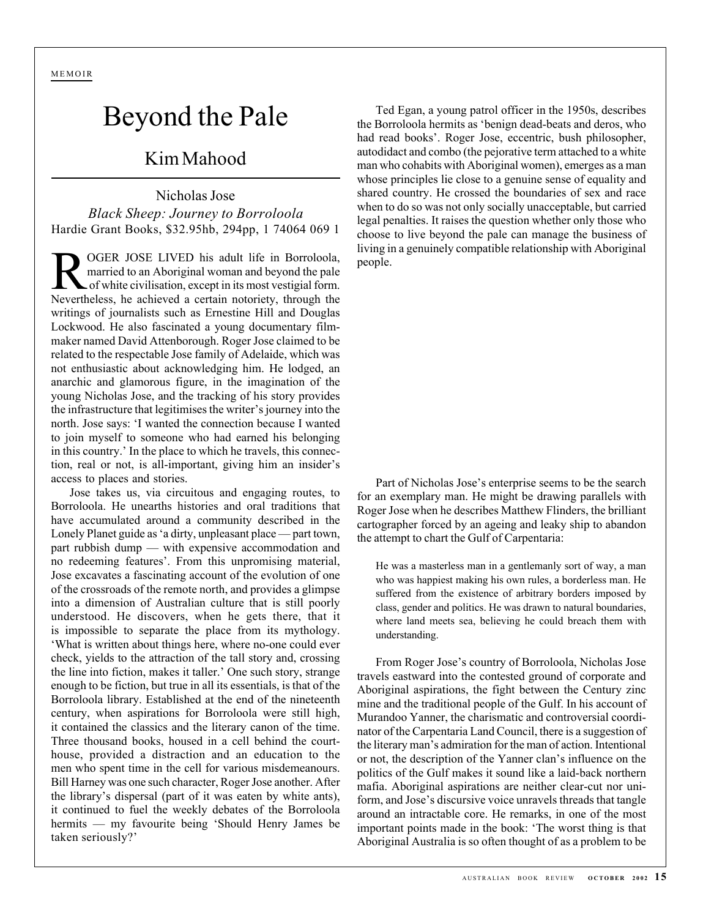MEMOIR

# Beyond the Pale

## Kim Mahood

Nicholas Jose
*Black Sheep: Journey to Borroloola*
Hardie Grant Books, $32.95hb, 294pp, 1 74064 069 1

ROGER JOSE LIVED his adult life in Borroloola, married to an Aboriginal woman and beyond the pale of white civilisation, except in its most vestigial form. Nevertheless, he achieved a certain notoriety, through the writings of journalists such as Ernestine Hill and Douglas Lockwood. He also fascinated a young documentary film-maker named David Attenborough. Roger Jose claimed to be related to the respectable Jose family of Adelaide, which was not enthusiastic about acknowledging him. He lodged, an anarchic and glamorous figure, in the imagination of the young Nicholas Jose, and the tracking of his story provides the infrastructure that legitimises the writer's journey into the north. Jose says: 'I wanted the connection because I wanted to join myself to someone who had earned his belonging in this country.' In the place to which he travels, this connection, real or not, is all-important, giving him an insider's access to places and stories.

Jose takes us, via circuitous and engaging routes, to Borroloola. He unearths histories and oral traditions that have accumulated around a community described in the Lonely Planet guide as 'a dirty, unpleasant place — part town, part rubbish dump — with expensive accommodation and no redeeming features'. From this unpromising material, Jose excavates a fascinating account of the evolution of one of the crossroads of the remote north, and provides a glimpse into a dimension of Australian culture that is still poorly understood. He discovers, when he gets there, that it is impossible to separate the place from its mythology. 'What is written about things here, where no-one could ever check, yields to the attraction of the tall story and, crossing the line into fiction, makes it taller.' One such story, strange enough to be fiction, but true in all its essentials, is that of the Borroloola library. Established at the end of the nineteenth century, when aspirations for Borroloola were still high, it contained the classics and the literary canon of the time. Three thousand books, housed in a cell behind the court-house, provided a distraction and an education to the men who spent time in the cell for various misdemeanours. Bill Harney was one such character, Roger Jose another. After the library's dispersal (part of it was eaten by white ants), it continued to fuel the weekly debates of the Borroloola hermits — my favourite being 'Should Henry James be taken seriously?'

Ted Egan, a young patrol officer in the 1950s, describes the Borroloola hermits as 'benign dead-beats and deros, who had read books'. Roger Jose, eccentric, bush philosopher, autodidact and combo (the pejorative term attached to a white man who cohabits with Aboriginal women), emerges as a man whose principles lie close to a genuine sense of equality and shared country. He crossed the boundaries of sex and race when to do so was not only socially unacceptable, but carried legal penalties. It raises the question whether only those who choose to live beyond the pale can manage the business of living in a genuinely compatible relationship with Aboriginal people.

Part of Nicholas Jose's enterprise seems to be the search for an exemplary man. He might be drawing parallels with Roger Jose when he describes Matthew Flinders, the brilliant cartographer forced by an ageing and leaky ship to abandon the attempt to chart the Gulf of Carpentaria:

> He was a masterless man in a gentlemanly sort of way, a man who was happiest making his own rules, a borderless man. He suffered from the existence of arbitrary borders imposed by class, gender and politics. He was drawn to natural boundaries, where land meets sea, believing he could breach them with understanding.

From Roger Jose's country of Borroloola, Nicholas Jose travels eastward into the contested ground of corporate and Aboriginal aspirations, the fight between the Century zinc mine and the traditional people of the Gulf. In his account of Murandoo Yanner, the charismatic and controversial coordinator of the Carpentaria Land Council, there is a suggestion of the literary man's admiration for the man of action. Intentional or not, the description of the Yanner clan's influence on the politics of the Gulf makes it sound like a laid-back northern mafia. Aboriginal aspirations are neither clear-cut nor uniform, and Jose's discursive voice unravels threads that tangle around an intractable core. He remarks, in one of the most important points made in the book: 'The worst thing is that Aboriginal Australia is so often thought of as a problem to be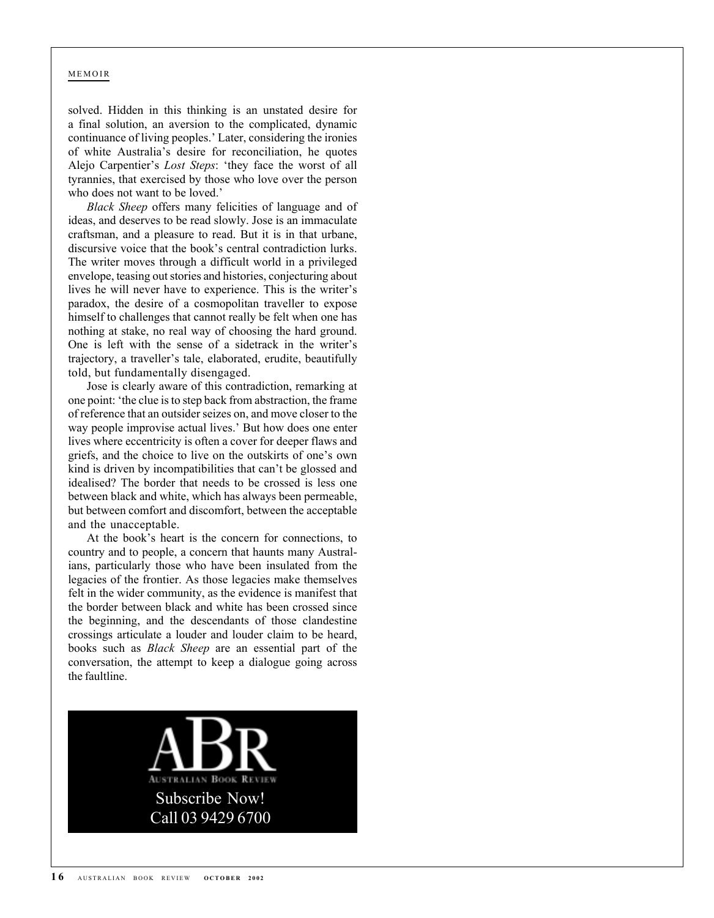solved. Hidden in this thinking is an unstated desire for a final solution, an aversion to the complicated, dynamic continuance of living peoples.' Later, considering the ironies of white Australia's desire for reconciliation, he quotes Alejo Carpentier's *Lost Steps*: 'they face the worst of all tyrannies, that exercised by those who love over the person who does not want to be loved.'

*Black Sheep* offers many felicities of language and of ideas, and deserves to be read slowly. Jose is an immaculate craftsman, and a pleasure to read. But it is in that urbane, discursive voice that the book's central contradiction lurks. The writer moves through a difficult world in a privileged envelope, teasing out stories and histories, conjecturing about lives he will never have to experience. This is the writer's paradox, the desire of a cosmopolitan traveller to expose himself to challenges that cannot really be felt when one has nothing at stake, no real way of choosing the hard ground. One is left with the sense of a sidetrack in the writer's trajectory, a traveller's tale, elaborated, erudite, beautifully told, but fundamentally disengaged.

Jose is clearly aware of this contradiction, remarking at one point: 'the clue is to step back from abstraction, the frame of reference that an outsider seizes on, and move closer to the way people improvise actual lives.' But how does one enter lives where eccentricity is often a cover for deeper flaws and griefs, and the choice to live on the outskirts of one's own kind is driven by incompatibilities that can't be glossed and idealised? The border that needs to be crossed is less one between black and white, which has always been permeable, but between comfort and discomfort, between the acceptable and the unacceptable.

At the book's heart is the concern for connections, to country and to people, a concern that haunts many Australians, particularly those who have been insulated from the legacies of the frontier. As those legacies make themselves felt in the wider community, as the evidence is manifest that the border between black and white has been crossed since the beginning, and the descendants of those clandestine crossings articulate a louder and louder claim to be heard, books such as *Black Sheep* are an essential part of the conversation, the attempt to keep a dialogue going across the faultline.

ABR

Australian Book Review

Subscribe Now!
Call 03 9429 6700